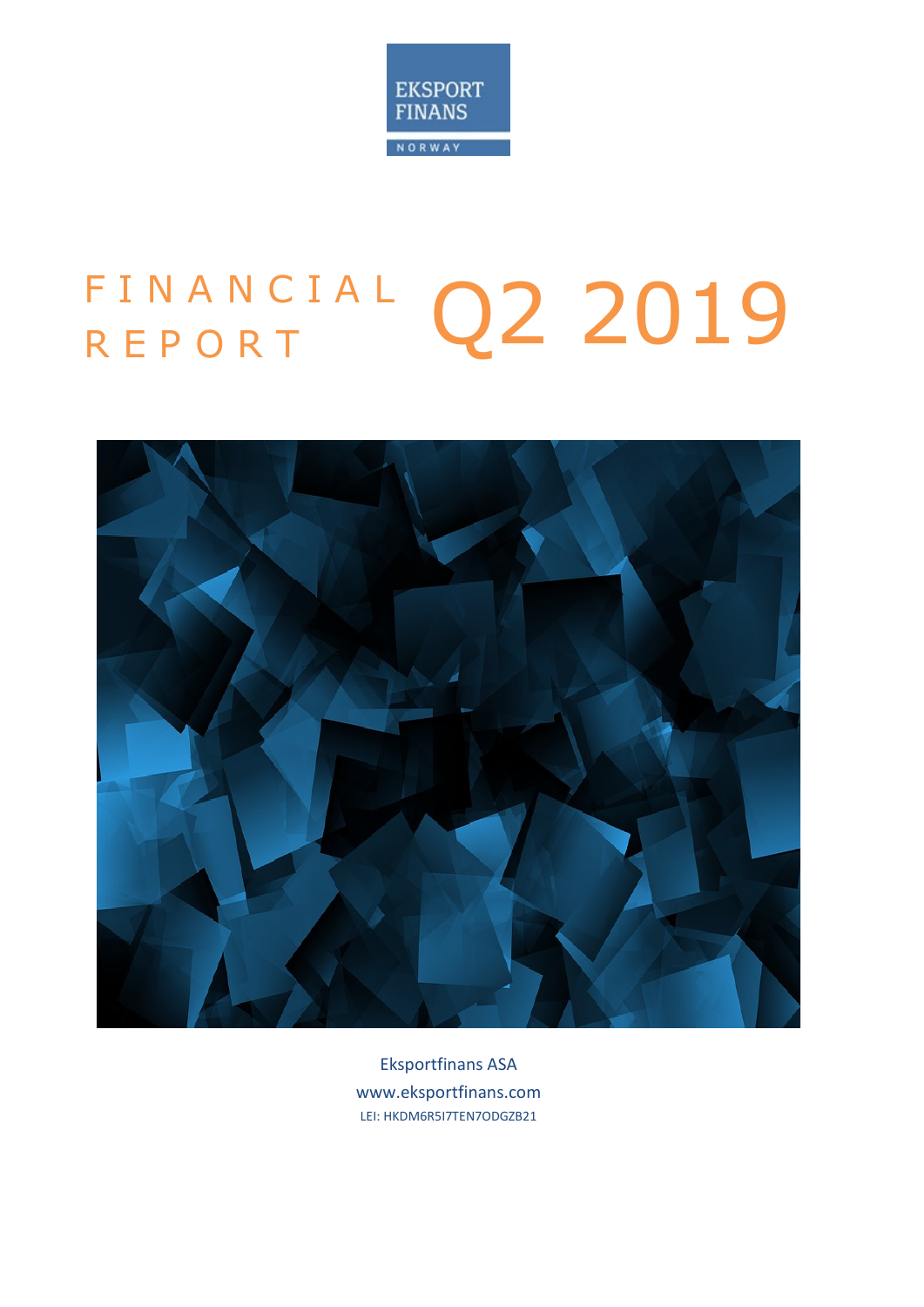EKSPORT FINANS

NORWAY

# FINANCIAL REPORT Q2 2019

Eksportfinans ASA

www.eksportfinans.com

LEI: HKDM6R5I7TEN7ODGZB21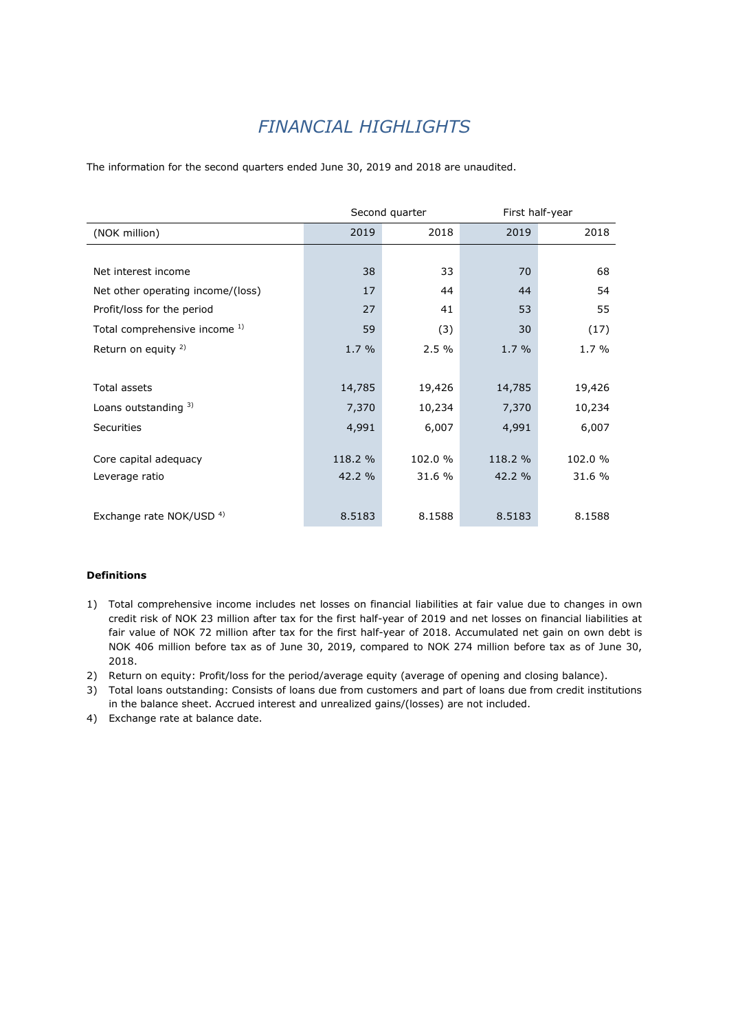# *FINANCIAL HIGHLIGHTS*

The information for the second quarters ended June 30, 2019 and 2018 are unaudited.

| | Second quarter | | First half-year | |
|---|---|---|---|---|
| (NOK million) | 2019 | 2018 | 2019 | 2018 |
| | | | | |
| Net interest income | 38 | 33 | 70 | 68 |
| Net other operating income/(loss) | 17 | 44 | 44 | 54 |
| Profit/loss for the period | 27 | 41 | 53 | 55 |
| Total comprehensive income [1] | 59 | (3) | 30 | (17) |
| Return on equity [2] | 1.7 % | 2.5 % | 1.7 % | 1.7 % |
| | | | | |
| Total assets | 14,785 | 19,426 | 14,785 | 19,426 |
| Loans outstanding [3] | 7,370 | 10,234 | 7,370 | 10,234 |
| Securities | 4,991 | 6,007 | 4,991 | 6,007 |
| | | | | |
| Core capital adequacy | 118.2 % | 102.0 % | 118.2 % | 102.0 % |
| Leverage ratio | 42.2 % | 31.6 % | 42.2 % | 31.6 % |
| | | | | |
| Exchange rate NOK/USD [4] | 8.5183 | 8.1588 | 8.5183 | 8.1588 |

**Definitions**

1) Total comprehensive income includes net losses on financial liabilities at fair value due to changes in own credit risk of NOK 23 million after tax for the first half-year of 2019 and net losses on financial liabilities at fair value of NOK 72 million after tax for the first half-year of 2018. Accumulated net gain on own debt is NOK 406 million before tax as of June 30, 2019, compared to NOK 274 million before tax as of June 30, 2018.
2) Return on equity: Profit/loss for the period/average equity (average of opening and closing balance).
3) Total loans outstanding: Consists of loans due from customers and part of loans due from credit institutions in the balance sheet. Accrued interest and unrealized gains/(losses) are not included.
4) Exchange rate at balance date.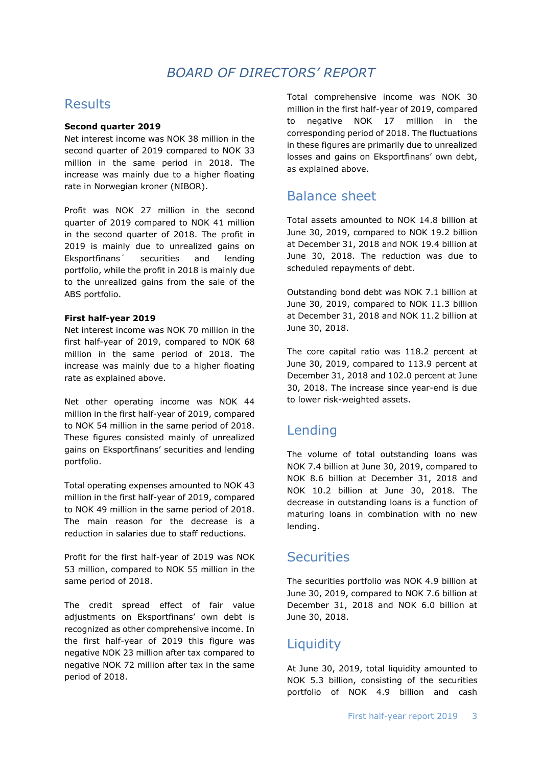# *BOARD OF DIRECTORS' REPORT*

## Results

**Second quarter 2019**

Net interest income was NOK 38 million in the second quarter of 2019 compared to NOK 33 million in the same period in 2018. The increase was mainly due to a higher floating rate in Norwegian kroner (NIBOR).

Profit was NOK 27 million in the second quarter of 2019 compared to NOK 41 million in the second quarter of 2018. The profit in 2019 is mainly due to unrealized gains on Eksportfinans´ securities and lending portfolio, while the profit in 2018 is mainly due to the unrealized gains from the sale of the ABS portfolio.

**First half-year 2019**

Net interest income was NOK 70 million in the first half-year of 2019, compared to NOK 68 million in the same period of 2018. The increase was mainly due to a higher floating rate as explained above.

Net other operating income was NOK 44 million in the first half-year of 2019, compared to NOK 54 million in the same period of 2018. These figures consisted mainly of unrealized gains on Eksportfinans' securities and lending portfolio.

Total operating expenses amounted to NOK 43 million in the first half-year of 2019, compared to NOK 49 million in the same period of 2018. The main reason for the decrease is a reduction in salaries due to staff reductions.

Profit for the first half-year of 2019 was NOK 53 million, compared to NOK 55 million in the same period of 2018.

The credit spread effect of fair value adjustments on Eksportfinans' own debt is recognized as other comprehensive income. In the first half-year of 2019 this figure was negative NOK 23 million after tax compared to negative NOK 72 million after tax in the same period of 2018.

Total comprehensive income was NOK 30 million in the first half-year of 2019, compared to negative NOK 17 million in the corresponding period of 2018. The fluctuations in these figures are primarily due to unrealized losses and gains on Eksportfinans' own debt, as explained above.

## Balance sheet

Total assets amounted to NOK 14.8 billion at June 30, 2019, compared to NOK 19.2 billion at December 31, 2018 and NOK 19.4 billion at June 30, 2018. The reduction was due to scheduled repayments of debt.

Outstanding bond debt was NOK 7.1 billion at June 30, 2019, compared to NOK 11.3 billion at December 31, 2018 and NOK 11.2 billion at June 30, 2018.

The core capital ratio was 118.2 percent at June 30, 2019, compared to 113.9 percent at December 31, 2018 and 102.0 percent at June 30, 2018. The increase since year-end is due to lower risk-weighted assets.

## Lending

The volume of total outstanding loans was NOK 7.4 billion at June 30, 2019, compared to NOK 8.6 billion at December 31, 2018 and NOK 10.2 billion at June 30, 2018. The decrease in outstanding loans is a function of maturing loans in combination with no new lending.

## Securities

The securities portfolio was NOK 4.9 billion at June 30, 2019, compared to NOK 7.6 billion at December 31, 2018 and NOK 6.0 billion at June 30, 2018.

## Liquidity

At June 30, 2019, total liquidity amounted to NOK 5.3 billion, consisting of the securities portfolio of NOK 4.9 billion and cash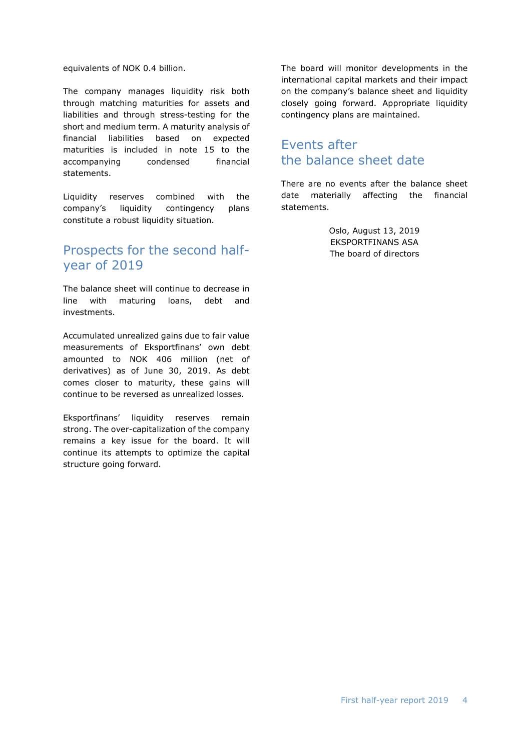equivalents of NOK 0.4 billion.

The company manages liquidity risk both through matching maturities for assets and liabilities and through stress-testing for the short and medium term. A maturity analysis of financial liabilities based on expected maturities is included in note 15 to the accompanying condensed financial statements.

Liquidity reserves combined with the company's liquidity contingency plans constitute a robust liquidity situation.

## Prospects for the second half-year of 2019

The balance sheet will continue to decrease in line with maturing loans, debt and investments.

Accumulated unrealized gains due to fair value measurements of Eksportfinans' own debt amounted to NOK 406 million (net of derivatives) as of June 30, 2019. As debt comes closer to maturity, these gains will continue to be reversed as unrealized losses.

Eksportfinans' liquidity reserves remain strong. The over-capitalization of the company remains a key issue for the board. It will continue its attempts to optimize the capital structure going forward.

The board will monitor developments in the international capital markets and their impact on the company's balance sheet and liquidity closely going forward. Appropriate liquidity contingency plans are maintained.

## Events after the balance sheet date

There are no events after the balance sheet date materially affecting the financial statements.

Oslo, August 13, 2019
EKSPORTFINANS ASA
The board of directors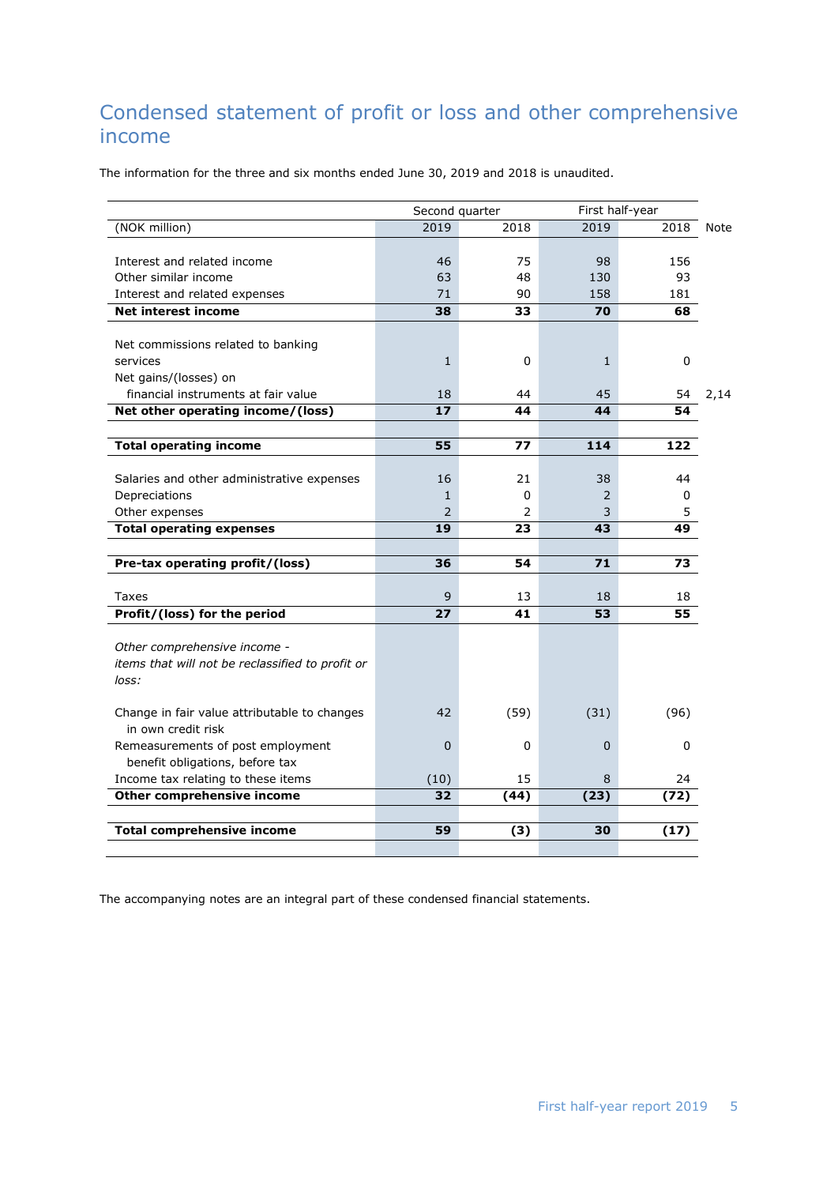# Condensed statement of profit or loss and other comprehensive income

The information for the three and six months ended June 30, 2019 and 2018 is unaudited.

| | Second quarter | | First half-year | | |
|---|---|---|---|---|---|
| (NOK million) | 2019 | 2018 | 2019 | 2018 | Note |
| Interest and related income | 46 | 75 | 98 | 156 | |
| Other similar income | 63 | 48 | 130 | 93 | |
| Interest and related expenses | 71 | 90 | 158 | 181 | |
| **Net interest income** | **38** | **33** | **70** | **68** | |
| Net commissions related to banking services | 1 | 0 | 1 | 0 | |
| Net gains/(losses) on financial instruments at fair value | 18 | 44 | 45 | 54 | 2,14 |
| **Net other operating income/(loss)** | **17** | **44** | **44** | **54** | |
| **Total operating income** | **55** | **77** | **114** | **122** | |
| Salaries and other administrative expenses | 16 | 21 | 38 | 44 | |
| Depreciations | 1 | 0 | 2 | 0 | |
| Other expenses | 2 | 2 | 3 | 5 | |
| **Total operating expenses** | **19** | **23** | **43** | **49** | |
| **Pre-tax operating profit/(loss)** | **36** | **54** | **71** | **73** | |
| Taxes | 9 | 13 | 18 | 18 | |
| **Profit/(loss) for the period** | **27** | **41** | **53** | **55** | |
| *Other comprehensive income - items that will not be reclassified to profit or loss:* | | | | | |
| Change in fair value attributable to changes in own credit risk | 42 | (59) | (31) | (96) | |
| Remeasurements of post employment benefit obligations, before tax | 0 | 0 | 0 | 0 | |
| Income tax relating to these items | (10) | 15 | 8 | 24 | |
| **Other comprehensive income** | **32** | **(44)** | **(23)** | **(72)** | |
| **Total comprehensive income** | **59** | **(3)** | **30** | **(17)** | |

The accompanying notes are an integral part of these condensed financial statements.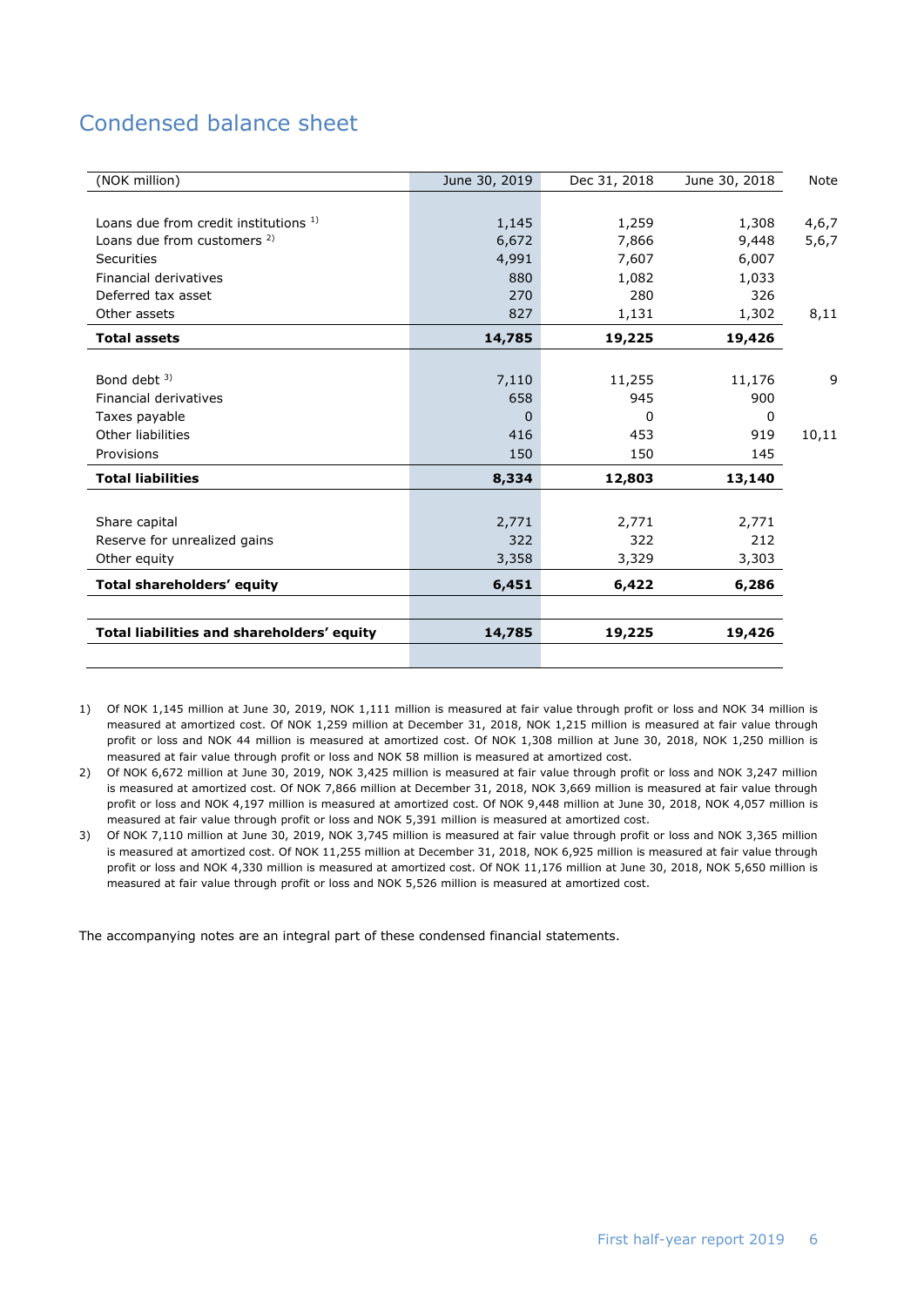# Condensed balance sheet

| (NOK million) | June 30, 2019 | Dec 31, 2018 | June 30, 2018 | Note |
|---|---|---|---|---|
| Loans due from credit institutions [1] | 1,145 | 1,259 | 1,308 | 4,6,7 |
| Loans due from customers [2] | 6,672 | 7,866 | 9,448 | 5,6,7 |
| Securities | 4,991 | 7,607 | 6,007 | |
| Financial derivatives | 880 | 1,082 | 1,033 | |
| Deferred tax asset | 270 | 280 | 326 | |
| Other assets | 827 | 1,131 | 1,302 | 8,11 |
| **Total assets** | **14,785** | **19,225** | **19,426** | |
| Bond debt [3] | 7,110 | 11,255 | 11,176 | 9 |
| Financial derivatives | 658 | 945 | 900 | |
| Taxes payable | 0 | 0 | 0 | |
| Other liabilities | 416 | 453 | 919 | 10,11 |
| Provisions | 150 | 150 | 145 | |
| **Total liabilities** | **8,334** | **12,803** | **13,140** | |
| Share capital | 2,771 | 2,771 | 2,771 | |
| Reserve for unrealized gains | 322 | 322 | 212 | |
| Other equity | 3,358 | 3,329 | 3,303 | |
| **Total shareholders' equity** | **6,451** | **6,422** | **6,286** | |
| **Total liabilities and shareholders' equity** | **14,785** | **19,225** | **19,426** | |

1) Of NOK 1,145 million at June 30, 2019, NOK 1,111 million is measured at fair value through profit or loss and NOK 34 million is measured at amortized cost. Of NOK 1,259 million at December 31, 2018, NOK 1,215 million is measured at fair value through profit or loss and NOK 44 million is measured at amortized cost. Of NOK 1,308 million at June 30, 2018, NOK 1,250 million is measured at fair value through profit or loss and NOK 58 million is measured at amortized cost.

2) Of NOK 6,672 million at June 30, 2019, NOK 3,425 million is measured at fair value through profit or loss and NOK 3,247 million is measured at amortized cost. Of NOK 7,866 million at December 31, 2018, NOK 3,669 million is measured at fair value through profit or loss and NOK 4,197 million is measured at amortized cost. Of NOK 9,448 million at June 30, 2018, NOK 4,057 million is measured at fair value through profit or loss and NOK 5,391 million is measured at amortized cost.

3) Of NOK 7,110 million at June 30, 2019, NOK 3,745 million is measured at fair value through profit or loss and NOK 3,365 million is measured at amortized cost. Of NOK 11,255 million at December 31, 2018, NOK 6,925 million is measured at fair value through profit or loss and NOK 4,330 million is measured at amortized cost. Of NOK 11,176 million at June 30, 2018, NOK 5,650 million is measured at fair value through profit or loss and NOK 5,526 million is measured at amortized cost.

The accompanying notes are an integral part of these condensed financial statements.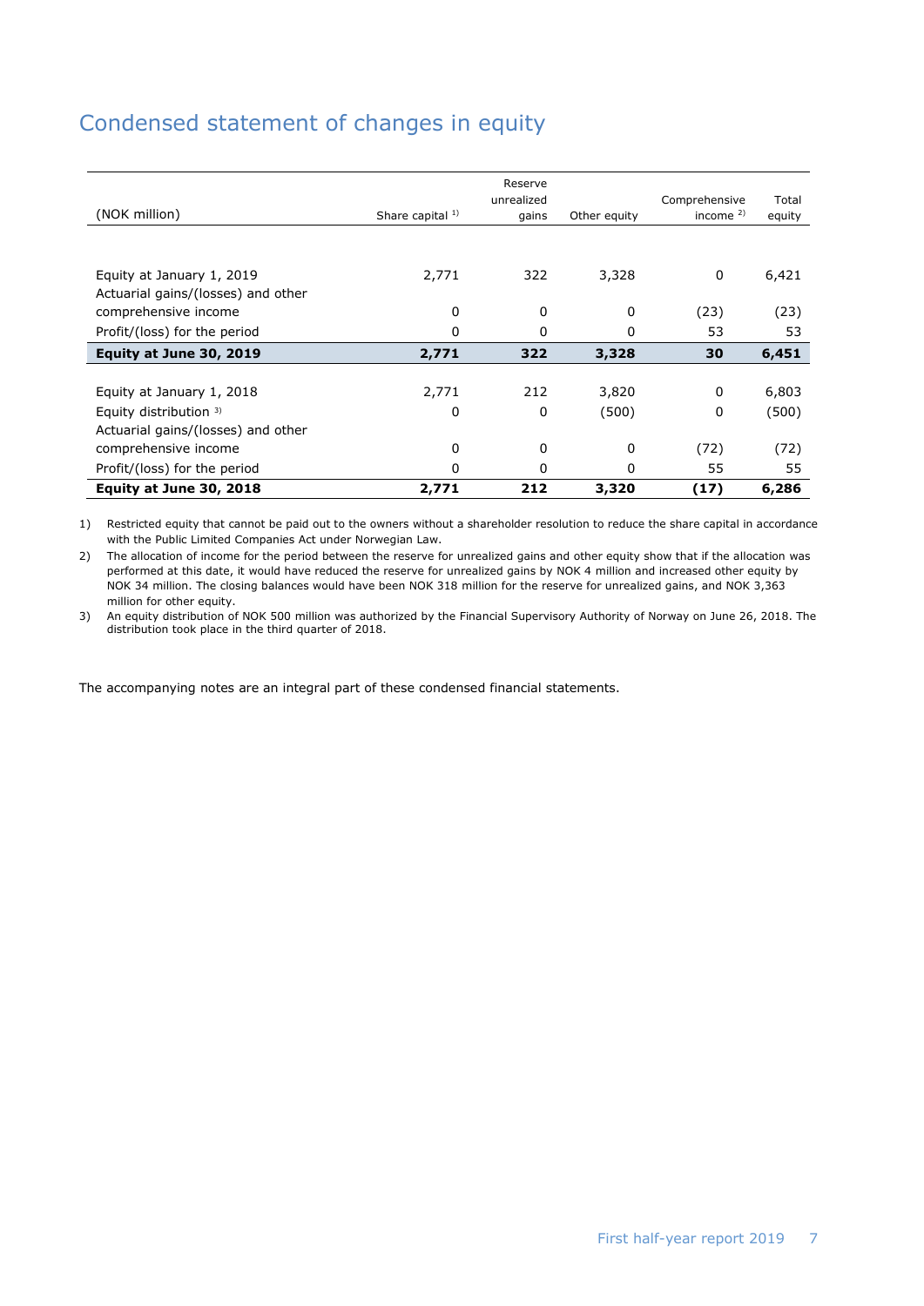# Condensed statement of changes in equity

| (NOK million) | Share capital [1] | Reserve unrealized gains | Other equity | Comprehensive income [2] | Total equity |
|---|---|---|---|---|---|
| Equity at January 1, 2019 | 2,771 | 322 | 3,328 | 0 | 6,421 |
| Actuarial gains/(losses) and other comprehensive income | 0 | 0 | 0 | (23) | (23) |
| Profit/(loss) for the period | 0 | 0 | 0 | 53 | 53 |
| **Equity at June 30, 2019** | **2,771** | **322** | **3,328** | **30** | **6,451** |
| | | | | | |
| Equity at January 1, 2018 | 2,771 | 212 | 3,820 | 0 | 6,803 |
| Equity distribution [3] | 0 | 0 | (500) | 0 | (500) |
| Actuarial gains/(losses) and other comprehensive income | 0 | 0 | 0 | (72) | (72) |
| Profit/(loss) for the period | 0 | 0 | 0 | 55 | 55 |
| **Equity at June 30, 2018** | **2,771** | **212** | **3,320** | **(17)** | **6,286** |

1) Restricted equity that cannot be paid out to the owners without a shareholder resolution to reduce the share capital in accordance with the Public Limited Companies Act under Norwegian Law.

2) The allocation of income for the period between the reserve for unrealized gains and other equity show that if the allocation was performed at this date, it would have reduced the reserve for unrealized gains by NOK 4 million and increased other equity by NOK 34 million. The closing balances would have been NOK 318 million for the reserve for unrealized gains, and NOK 3,363 million for other equity.

3) An equity distribution of NOK 500 million was authorized by the Financial Supervisory Authority of Norway on June 26, 2018. The distribution took place in the third quarter of 2018.

The accompanying notes are an integral part of these condensed financial statements.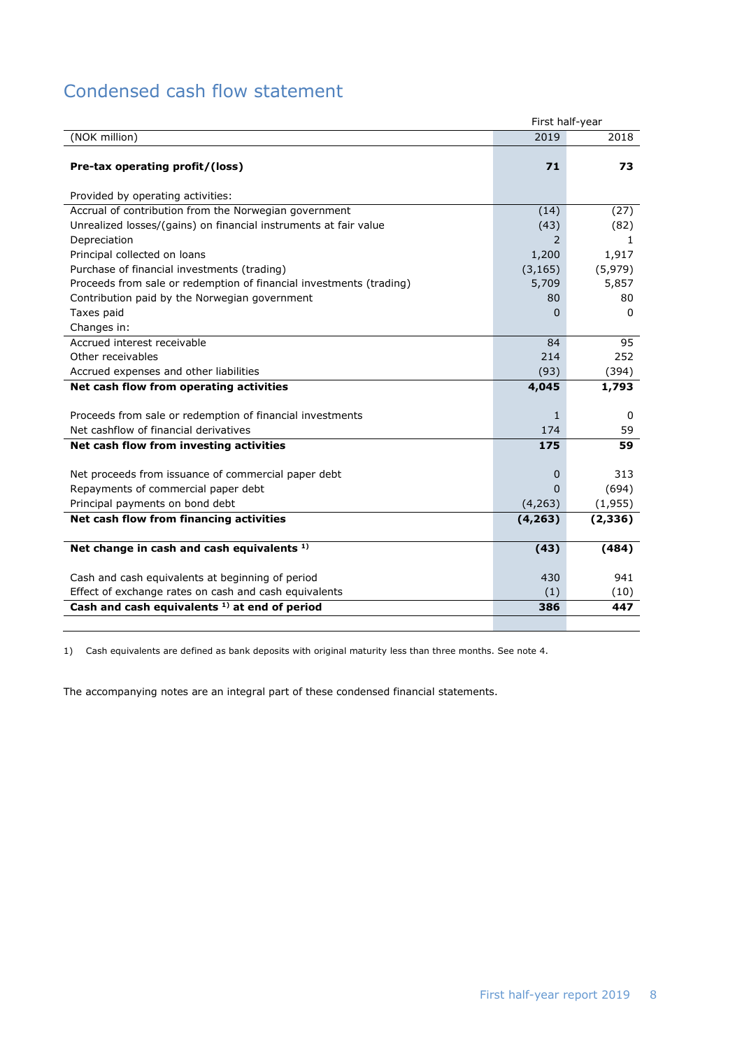# Condensed cash flow statement

| | First half-year | |
|---|---|---|
| (NOK million) | 2019 | 2018 |
| **Pre-tax operating profit/(loss)** | **71** | **73** |
| Provided by operating activities: | | |
| Accrual of contribution from the Norwegian government | (14) | (27) |
| Unrealized losses/(gains) on financial instruments at fair value | (43) | (82) |
| Depreciation | 2 | 1 |
| Principal collected on loans | 1,200 | 1,917 |
| Purchase of financial investments (trading) | (3,165) | (5,979) |
| Proceeds from sale or redemption of financial investments (trading) | 5,709 | 5,857 |
| Contribution paid by the Norwegian government | 80 | 80 |
| Taxes paid | 0 | 0 |
| Changes in: | | |
| Accrued interest receivable | 84 | 95 |
| Other receivables | 214 | 252 |
| Accrued expenses and other liabilities | (93) | (394) |
| **Net cash flow from operating activities** | **4,045** | **1,793** |
| Proceeds from sale or redemption of financial investments | 1 | 0 |
| Net cashflow of financial derivatives | 174 | 59 |
| **Net cash flow from investing activities** | **175** | **59** |
| Net proceeds from issuance of commercial paper debt | 0 | 313 |
| Repayments of commercial paper debt | 0 | (694) |
| Principal payments on bond debt | (4,263) | (1,955) |
| **Net cash flow from financing activities** | **(4,263)** | **(2,336)** |
| **Net change in cash and cash equivalents [1]** | **(43)** | **(484)** |
| Cash and cash equivalents at beginning of period | 430 | 941 |
| Effect of exchange rates on cash and cash equivalents | (1) | (10) |
| **Cash and cash equivalents [1] at end of period** | **386** | **447** |

1) Cash equivalents are defined as bank deposits with original maturity less than three months. See note 4.

The accompanying notes are an integral part of these condensed financial statements.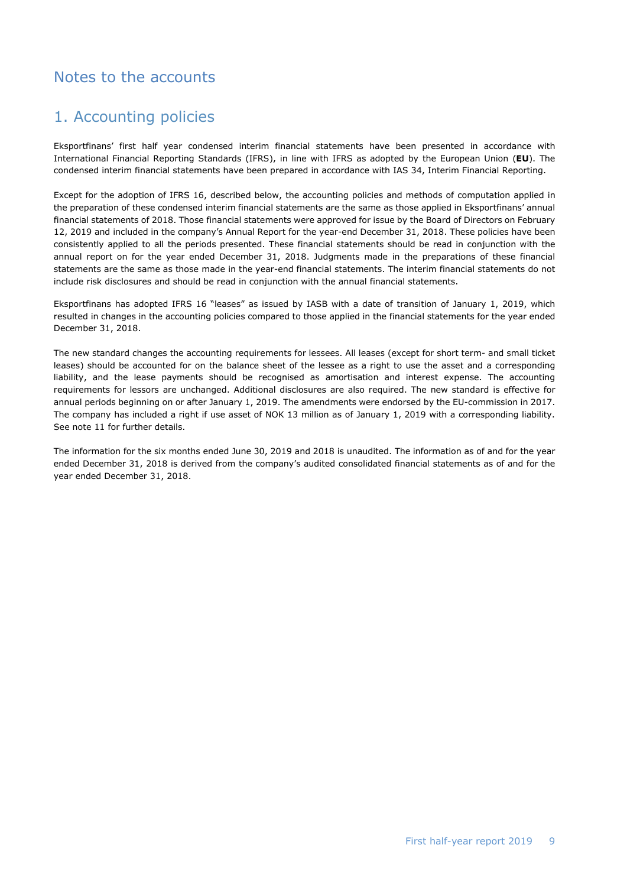# Notes to the accounts

## 1. Accounting policies

Eksportfinans' first half year condensed interim financial statements have been presented in accordance with International Financial Reporting Standards (IFRS), in line with IFRS as adopted by the European Union (**EU**). The condensed interim financial statements have been prepared in accordance with IAS 34, Interim Financial Reporting.

Except for the adoption of IFRS 16, described below, the accounting policies and methods of computation applied in the preparation of these condensed interim financial statements are the same as those applied in Eksportfinans' annual financial statements of 2018. Those financial statements were approved for issue by the Board of Directors on February 12, 2019 and included in the company's Annual Report for the year-end December 31, 2018. These policies have been consistently applied to all the periods presented. These financial statements should be read in conjunction with the annual report on for the year ended December 31, 2018. Judgments made in the preparations of these financial statements are the same as those made in the year-end financial statements. The interim financial statements do not include risk disclosures and should be read in conjunction with the annual financial statements.

Eksportfinans has adopted IFRS 16 "leases" as issued by IASB with a date of transition of January 1, 2019, which resulted in changes in the accounting policies compared to those applied in the financial statements for the year ended December 31, 2018.

The new standard changes the accounting requirements for lessees. All leases (except for short term- and small ticket leases) should be accounted for on the balance sheet of the lessee as a right to use the asset and a corresponding liability, and the lease payments should be recognised as amortisation and interest expense. The accounting requirements for lessors are unchanged. Additional disclosures are also required. The new standard is effective for annual periods beginning on or after January 1, 2019. The amendments were endorsed by the EU-commission in 2017. The company has included a right if use asset of NOK 13 million as of January 1, 2019 with a corresponding liability. See note 11 for further details.

The information for the six months ended June 30, 2019 and 2018 is unaudited. The information as of and for the year ended December 31, 2018 is derived from the company's audited consolidated financial statements as of and for the year ended December 31, 2018.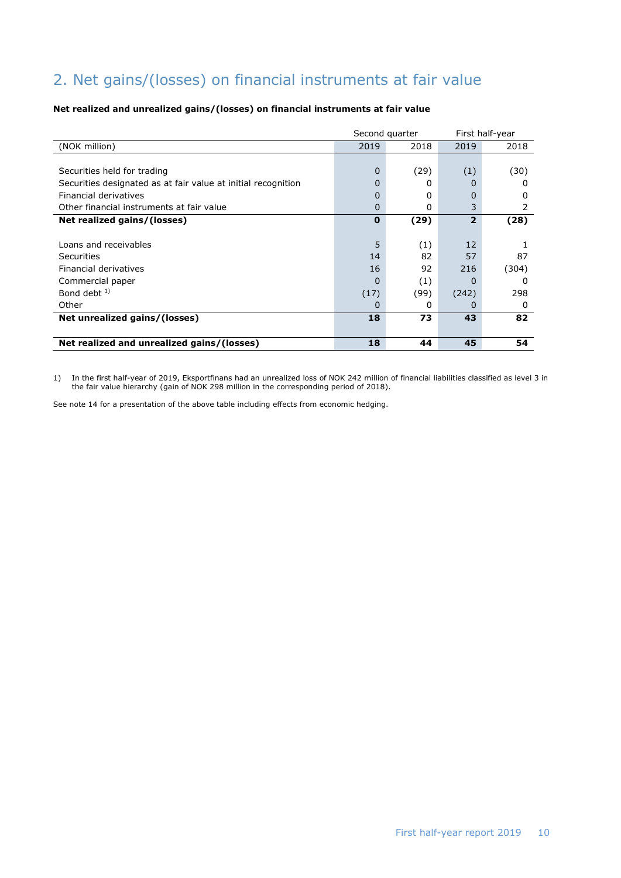## 2. Net gains/(losses) on financial instruments at fair value

**Net realized and unrealized gains/(losses) on financial instruments at fair value**

| | Second quarter | | First half-year | |
|---|---|---|---|---|
| (NOK million) | 2019 | 2018 | 2019 | 2018 |
| Securities held for trading | 0 | (29) | (1) | (30) |
| Securities designated as at fair value at initial recognition | 0 | 0 | 0 | 0 |
| Financial derivatives | 0 | 0 | 0 | 0 |
| Other financial instruments at fair value | 0 | 0 | 3 | 2 |
| **Net realized gains/(losses)** | **0** | **(29)** | **2** | **(28)** |
| Loans and receivables | 5 | (1) | 12 | 1 |
| Securities | 14 | 82 | 57 | 87 |
| Financial derivatives | 16 | 92 | 216 | (304) |
| Commercial paper | 0 | (1) | 0 | 0 |
| Bond debt [1] | (17) | (99) | (242) | 298 |
| Other | 0 | 0 | 0 | 0 |
| **Net unrealized gains/(losses)** | **18** | **73** | **43** | **82** |
| **Net realized and unrealized gains/(losses)** | **18** | **44** | **45** | **54** |

1) In the first half-year of 2019, Eksportfinans had an unrealized loss of NOK 242 million of financial liabilities classified as level 3 in the fair value hierarchy (gain of NOK 298 million in the corresponding period of 2018).

See note 14 for a presentation of the above table including effects from economic hedging.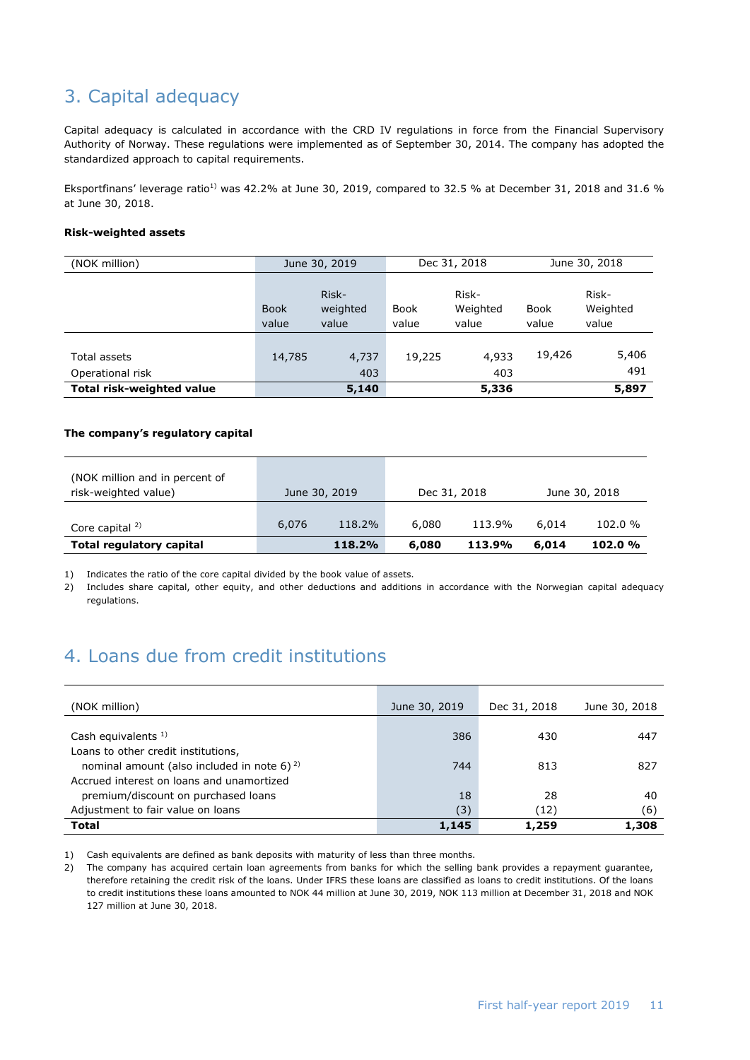## 3. Capital adequacy

Capital adequacy is calculated in accordance with the CRD IV regulations in force from the Financial Supervisory Authority of Norway. These regulations were implemented as of September 30, 2014. The company has adopted the standardized approach to capital requirements.

Eksportfinans' leverage ratio[1] was 42.2% at June 30, 2019, compared to 32.5 % at December 31, 2018 and 31.6 % at June 30, 2018.

**Risk-weighted assets**

| (NOK million) | June 30, 2019 | | Dec 31, 2018 | | June 30, 2018 | |
|---|---|---|---|---|---|---|
| | Book value | Risk-weighted value | Book value | Risk-Weighted value | Book value | Risk-Weighted value |
| Total assets | 14,785 | 4,737 | 19,225 | 4,933 | 19,426 | 5,406 |
| Operational risk | | 403 | | 403 | | 491 |
| **Total risk-weighted value** | | **5,140** | | **5,336** | | **5,897** |

**The company's regulatory capital**

| (NOK million and in percent of risk-weighted value) | June 30, 2019 | | Dec 31, 2018 | | June 30, 2018 | |
|---|---|---|---|---|---|---|
| Core capital [2] | 6,076 | 118.2% | 6,080 | 113.9% | 6,014 | 102.0 % |
| **Total regulatory capital** | | **118.2%** | **6,080** | **113.9%** | **6,014** | **102.0 %** |

1) Indicates the ratio of the core capital divided by the book value of assets.
2) Includes share capital, other equity, and other deductions and additions in accordance with the Norwegian capital adequacy regulations.

## 4. Loans due from credit institutions

| (NOK million) | June 30, 2019 | Dec 31, 2018 | June 30, 2018 |
|---|---|---|---|
| Cash equivalents [1] | 386 | 430 | 447 |
| Loans to other credit institutions, nominal amount (also included in note 6) [2] | 744 | 813 | 827 |
| Accrued interest on loans and unamortized premium/discount on purchased loans | 18 | 28 | 40 |
| Adjustment to fair value on loans | (3) | (12) | (6) |
| **Total** | **1,145** | **1,259** | **1,308** |

1) Cash equivalents are defined as bank deposits with maturity of less than three months.
2) The company has acquired certain loan agreements from banks for which the selling bank provides a repayment guarantee, therefore retaining the credit risk of the loans. Under IFRS these loans are classified as loans to credit institutions. Of the loans to credit institutions these loans amounted to NOK 44 million at June 30, 2019, NOK 113 million at December 31, 2018 and NOK 127 million at June 30, 2018.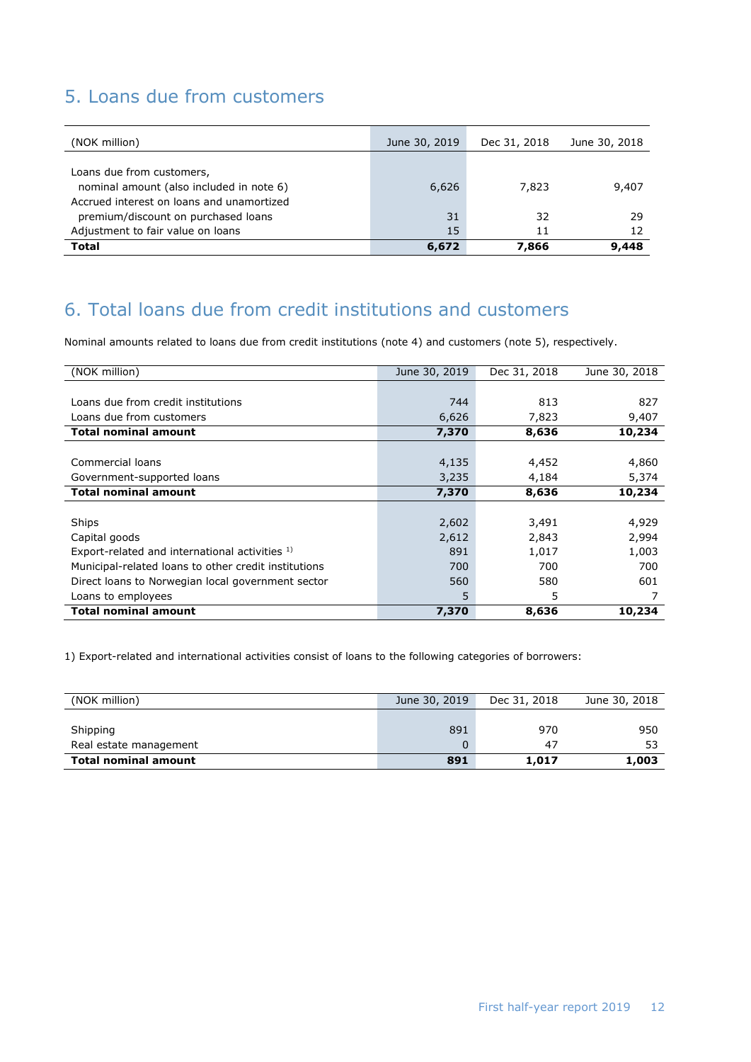## 5. Loans due from customers

| (NOK million) | June 30, 2019 | Dec 31, 2018 | June 30, 2018 |
|---|---|---|---|
| Loans due from customers, nominal amount (also included in note 6) | 6,626 | 7,823 | 9,407 |
| Accrued interest on loans and unamortized premium/discount on purchased loans | 31 | 32 | 29 |
| Adjustment to fair value on loans | 15 | 11 | 12 |
| **Total** | **6,672** | **7,866** | **9,448** |

## 6. Total loans due from credit institutions and customers

Nominal amounts related to loans due from credit institutions (note 4) and customers (note 5), respectively.

| (NOK million) | June 30, 2019 | Dec 31, 2018 | June 30, 2018 |
|---|---|---|---|
| Loans due from credit institutions | 744 | 813 | 827 |
| Loans due from customers | 6,626 | 7,823 | 9,407 |
| **Total nominal amount** | **7,370** | **8,636** | **10,234** |
| | | | |
| Commercial loans | 4,135 | 4,452 | 4,860 |
| Government-supported loans | 3,235 | 4,184 | 5,374 |
| **Total nominal amount** | **7,370** | **8,636** | **10,234** |
| | | | |
| Ships | 2,602 | 3,491 | 4,929 |
| Capital goods | 2,612 | 2,843 | 2,994 |
| Export-related and international activities [1] | 891 | 1,017 | 1,003 |
| Municipal-related loans to other credit institutions | 700 | 700 | 700 |
| Direct loans to Norwegian local government sector | 560 | 580 | 601 |
| Loans to employees | 5 | 5 | 7 |
| **Total nominal amount** | **7,370** | **8,636** | **10,234** |

1) Export-related and international activities consist of loans to the following categories of borrowers:

| (NOK million) | June 30, 2019 | Dec 31, 2018 | June 30, 2018 |
|---|---|---|---|
| Shipping | 891 | 970 | 950 |
| Real estate management | 0 | 47 | 53 |
| **Total nominal amount** | **891** | **1,017** | **1,003** |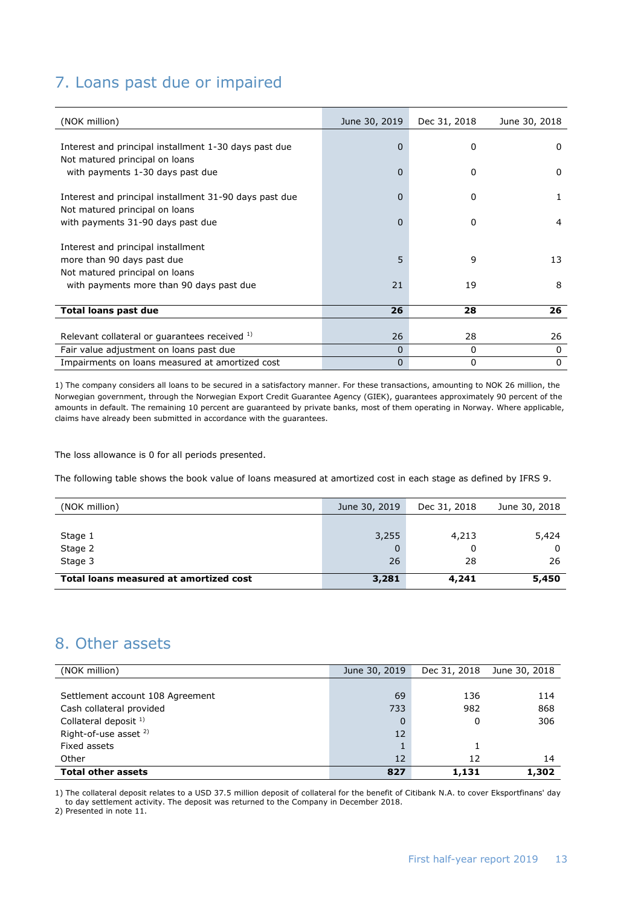## 7. Loans past due or impaired

| (NOK million) | June 30, 2019 | Dec 31, 2018 | June 30, 2018 |
|---|---|---|---|
| Interest and principal installment 1-30 days past due | 0 | 0 | 0 |
| Not matured principal on loans with payments 1-30 days past due | 0 | 0 | 0 |
| Interest and principal installment 31-90 days past due | 0 | 0 | 1 |
| Not matured principal on loans with payments 31-90 days past due | 0 | 0 | 4 |
| Interest and principal installment more than 90 days past due | 5 | 9 | 13 |
| Not matured principal on loans with payments more than 90 days past due | 21 | 19 | 8 |
| **Total loans past due** | **26** | **28** | **26** |
| Relevant collateral or guarantees received [1] | 26 | 28 | 26 |
| Fair value adjustment on loans past due | 0 | 0 | 0 |
| Impairments on loans measured at amortized cost | 0 | 0 | 0 |

1) The company considers all loans to be secured in a satisfactory manner. For these transactions, amounting to NOK 26 million, the Norwegian government, through the Norwegian Export Credit Guarantee Agency (GIEK), guarantees approximately 90 percent of the amounts in default. The remaining 10 percent are guaranteed by private banks, most of them operating in Norway. Where applicable, claims have already been submitted in accordance with the guarantees.

The loss allowance is 0 for all periods presented.

The following table shows the book value of loans measured at amortized cost in each stage as defined by IFRS 9.

| (NOK million) | June 30, 2019 | Dec 31, 2018 | June 30, 2018 |
|---|---|---|---|
| Stage 1 | 3,255 | 4,213 | 5,424 |
| Stage 2 | 0 | 0 | 0 |
| Stage 3 | 26 | 28 | 26 |
| **Total loans measured at amortized cost** | **3,281** | **4,241** | **5,450** |

## 8. Other assets

| (NOK million) | June 30, 2019 | Dec 31, 2018 | June 30, 2018 |
|---|---|---|---|
| Settlement account 108 Agreement | 69 | 136 | 114 |
| Cash collateral provided | 733 | 982 | 868 |
| Collateral deposit [1] | 0 | 0 | 306 |
| Right-of-use asset [2] | 12 | | |
| Fixed assets | 1 | 1 | |
| Other | 12 | 12 | 14 |
| **Total other assets** | **827** | **1,131** | **1,302** |

1) The collateral deposit relates to a USD 37.5 million deposit of collateral for the benefit of Citibank N.A. to cover Eksportfinans' day to day settlement activity. The deposit was returned to the Company in December 2018.
2) Presented in note 11.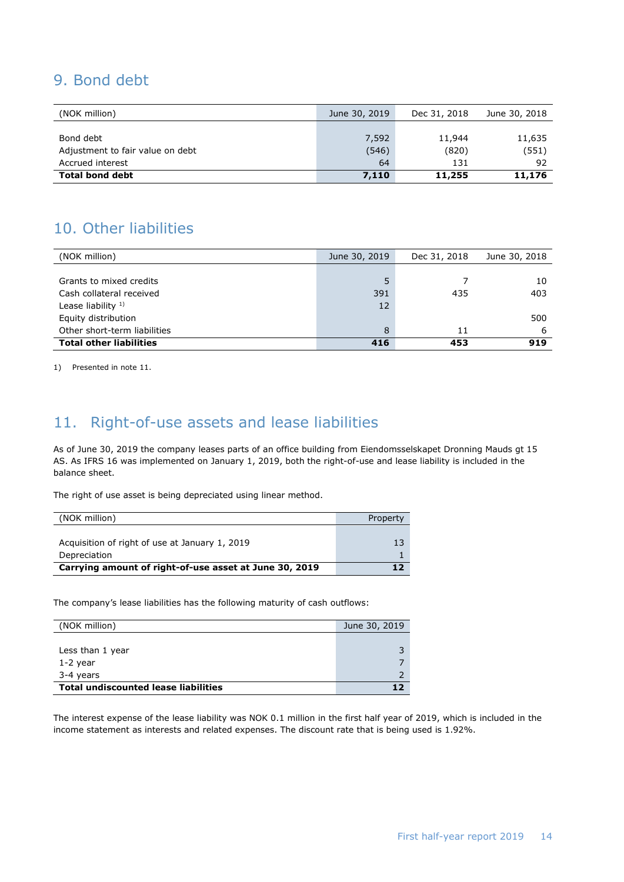## 9. Bond debt

| (NOK million) | June 30, 2019 | Dec 31, 2018 | June 30, 2018 |
|---|---|---|---|
| Bond debt | 7,592 | 11,944 | 11,635 |
| Adjustment to fair value on debt | (546) | (820) | (551) |
| Accrued interest | 64 | 131 | 92 |
| **Total bond debt** | **7,110** | **11,255** | **11,176** |

## 10. Other liabilities

| (NOK million) | June 30, 2019 | Dec 31, 2018 | June 30, 2018 |
|---|---|---|---|
| Grants to mixed credits | 5 | 7 | 10 |
| Cash collateral received | 391 | 435 | 403 |
| Lease liability [1)] | 12 | | |
| Equity distribution | | | 500 |
| Other short-term liabilities | 8 | 11 | 6 |
| **Total other liabilities** | **416** | **453** | **919** |

1) Presented in note 11.

## 11. Right-of-use assets and lease liabilities

As of June 30, 2019 the company leases parts of an office building from Eiendomsselskapet Dronning Mauds gt 15 AS. As IFRS 16 was implemented on January 1, 2019, both the right-of-use and lease liability is included in the balance sheet.

The right of use asset is being depreciated using linear method.

| (NOK million) | Property |
|---|---|
| Acquisition of right of use at January 1, 2019 | 13 |
| Depreciation | 1 |
| **Carrying amount of right-of-use asset at June 30, 2019** | **12** |

The company's lease liabilities has the following maturity of cash outflows:

| (NOK million) | June 30, 2019 |
|---|---|
| Less than 1 year | 3 |
| 1-2 year | 7 |
| 3-4 years | 2 |
| **Total undiscounted lease liabilities** | **12** |

The interest expense of the lease liability was NOK 0.1 million in the first half year of 2019, which is included in the income statement as interests and related expenses. The discount rate that is being used is 1.92%.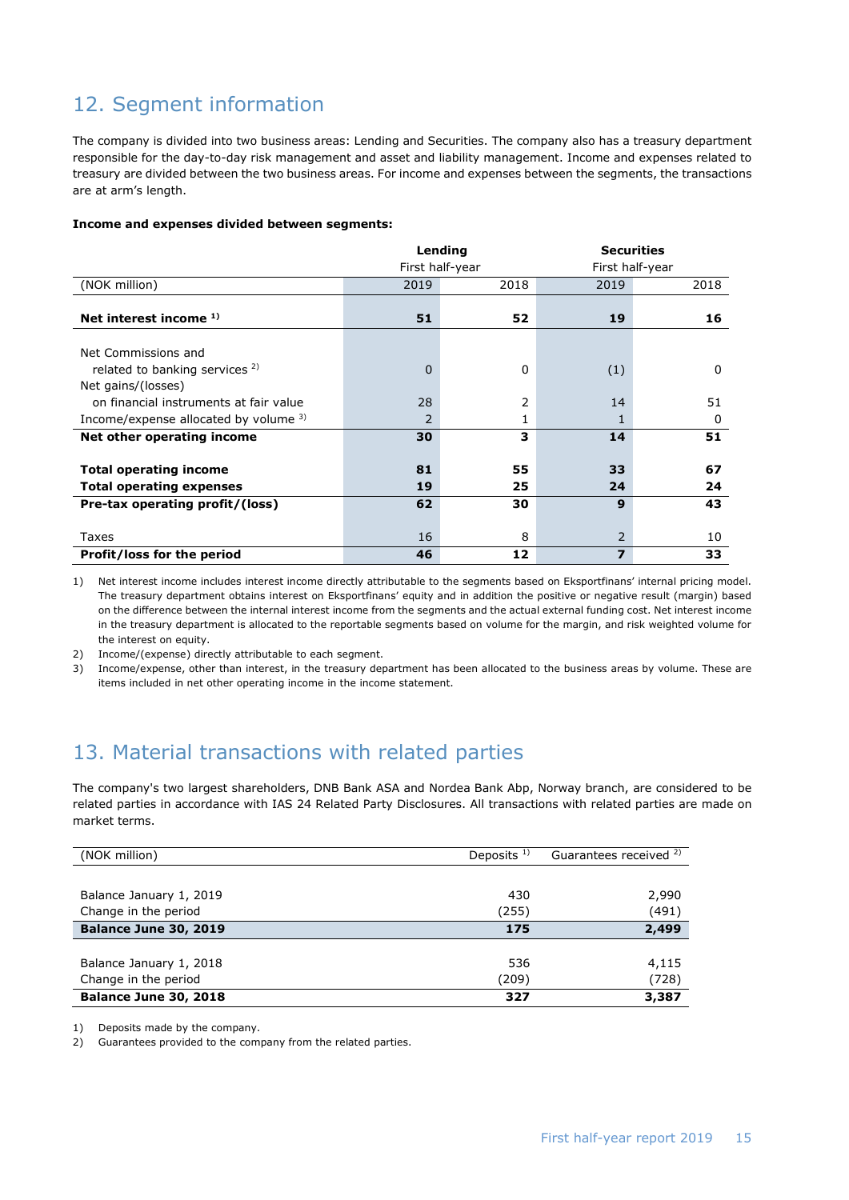## 12. Segment information

The company is divided into two business areas: Lending and Securities. The company also has a treasury department responsible for the day-to-day risk management and asset and liability management. Income and expenses related to treasury are divided between the two business areas. For income and expenses between the segments, the transactions are at arm's length.

**Income and expenses divided between segments:**

| | Lending | | Securities | |
|---|---|---|---|---|
| | First half-year | | First half-year | |
| (NOK million) | 2019 | 2018 | 2019 | 2018 |
| **Net interest income [1)]** | **51** | **52** | **19** | **16** |
| Net Commissions and related to banking services [2)] | 0 | 0 | (1) | 0 |
| Net gains/(losses) on financial instruments at fair value | 28 | 2 | 14 | 51 |
| Income/expense allocated by volume [3)] | 2 | 1 | 1 | 0 |
| **Net other operating income** | **30** | **3** | **14** | **51** |
| **Total operating income** | **81** | **55** | **33** | **67** |
| **Total operating expenses** | **19** | **25** | **24** | **24** |
| **Pre-tax operating profit/(loss)** | **62** | **30** | **9** | **43** |
| Taxes | 16 | 8 | 2 | 10 |
| **Profit/loss for the period** | **46** | **12** | **7** | **33** |

1) Net interest income includes interest income directly attributable to the segments based on Eksportfinans' internal pricing model. The treasury department obtains interest on Eksportfinans' equity and in addition the positive or negative result (margin) based on the difference between the internal interest income from the segments and the actual external funding cost. Net interest income in the treasury department is allocated to the reportable segments based on volume for the margin, and risk weighted volume for the interest on equity.

2) Income/(expense) directly attributable to each segment.

3) Income/expense, other than interest, in the treasury department has been allocated to the business areas by volume. These are items included in net other operating income in the income statement.

## 13. Material transactions with related parties

The company's two largest shareholders, DNB Bank ASA and Nordea Bank Abp, Norway branch, are considered to be related parties in accordance with IAS 24 Related Party Disclosures. All transactions with related parties are made on market terms.

| (NOK million) | Deposits [1)] | Guarantees received [2)] |
|---|---|---|
| Balance January 1, 2019 | 430 | 2,990 |
| Change in the period | (255) | (491) |
| **Balance June 30, 2019** | **175** | **2,499** |
| Balance January 1, 2018 | 536 | 4,115 |
| Change in the period | (209) | (728) |
| **Balance June 30, 2018** | **327** | **3,387** |

1) Deposits made by the company.

2) Guarantees provided to the company from the related parties.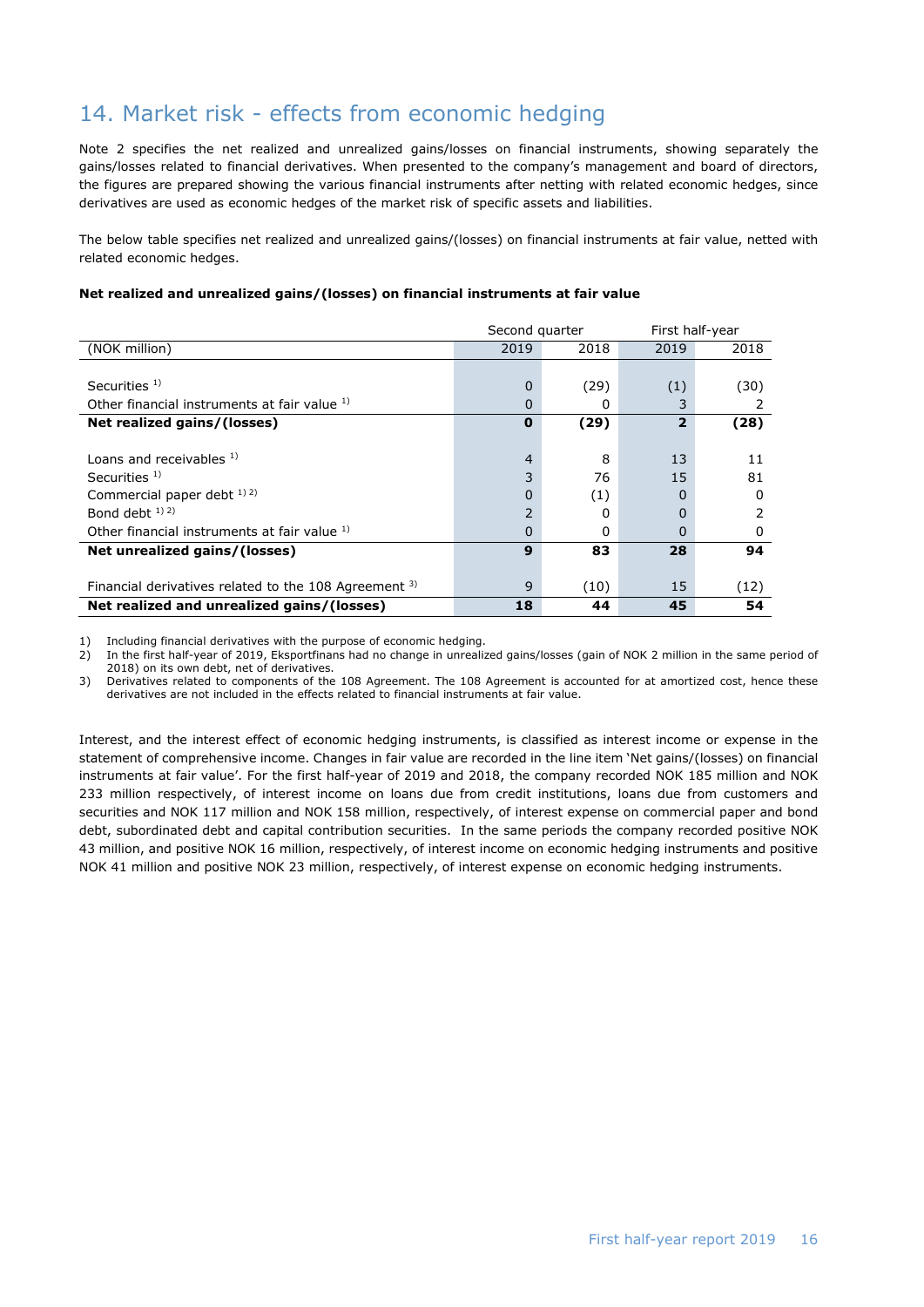## 14. Market risk - effects from economic hedging

Note 2 specifies the net realized and unrealized gains/losses on financial instruments, showing separately the gains/losses related to financial derivatives. When presented to the company's management and board of directors, the figures are prepared showing the various financial instruments after netting with related economic hedges, since derivatives are used as economic hedges of the market risk of specific assets and liabilities.

The below table specifies net realized and unrealized gains/(losses) on financial instruments at fair value, netted with related economic hedges.

**Net realized and unrealized gains/(losses) on financial instruments at fair value**

| | Second quarter | | First half-year | |
|---|---|---|---|---|
| (NOK million) | 2019 | 2018 | 2019 | 2018 |
| Securities [1] | 0 | (29) | (1) | (30) |
| Other financial instruments at fair value [1] | 0 | 0 | 3 | 2 |
| **Net realized gains/(losses)** | **0** | **(29)** | **2** | **(28)** |
| Loans and receivables [1] | 4 | 8 | 13 | 11 |
| Securities [1] | 3 | 76 | 15 | 81 |
| Commercial paper debt [1] [2] | 0 | (1) | 0 | 0 |
| Bond debt [1] [2] | 2 | 0 | 0 | 2 |
| Other financial instruments at fair value [1] | 0 | 0 | 0 | 0 |
| **Net unrealized gains/(losses)** | **9** | **83** | **28** | **94** |
| Financial derivatives related to the 108 Agreement [3] | 9 | (10) | 15 | (12) |
| **Net realized and unrealized gains/(losses)** | **18** | **44** | **45** | **54** |

1) Including financial derivatives with the purpose of economic hedging.
2) In the first half-year of 2019, Eksportfinans had no change in unrealized gains/losses (gain of NOK 2 million in the same period of 2018) on its own debt, net of derivatives.
3) Derivatives related to components of the 108 Agreement. The 108 Agreement is accounted for at amortized cost, hence these derivatives are not included in the effects related to financial instruments at fair value.

Interest, and the interest effect of economic hedging instruments, is classified as interest income or expense in the statement of comprehensive income. Changes in fair value are recorded in the line item 'Net gains/(losses) on financial instruments at fair value'. For the first half-year of 2019 and 2018, the company recorded NOK 185 million and NOK 233 million respectively, of interest income on loans due from credit institutions, loans due from customers and securities and NOK 117 million and NOK 158 million, respectively, of interest expense on commercial paper and bond debt, subordinated debt and capital contribution securities. In the same periods the company recorded positive NOK 43 million, and positive NOK 16 million, respectively, of interest income on economic hedging instruments and positive NOK 41 million and positive NOK 23 million, respectively, of interest expense on economic hedging instruments.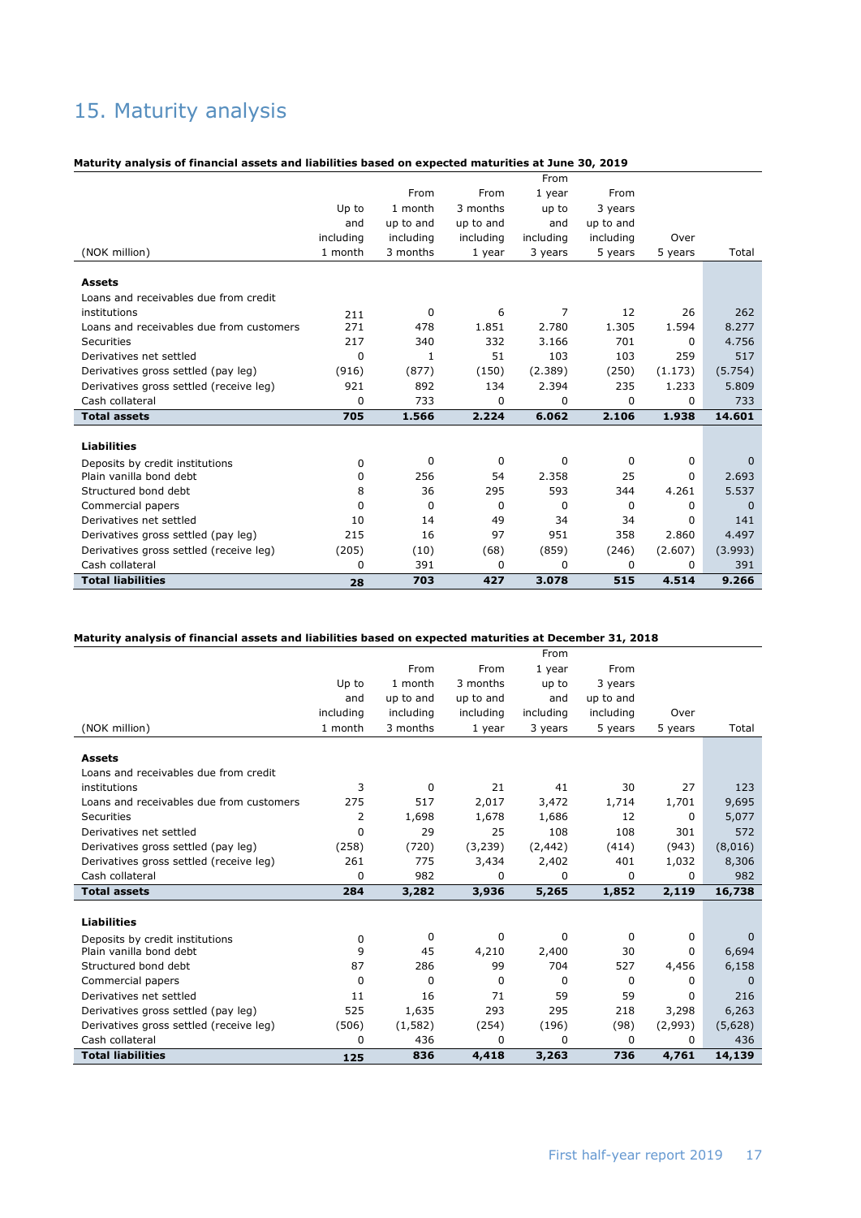# 15. Maturity analysis

**Maturity analysis of financial assets and liabilities based on expected maturities at June 30, 2019**

| (NOK million) | Up to and including 1 month | From 1 month up to and including 3 months | From 3 months up to and including 1 year | From 1 year up to and including 3 years | From 3 years up to and including 5 years | Over 5 years | Total |
|---|---|---|---|---|---|---|---|
| **Assets** | | | | | | | |
| Loans and receivables due from credit institutions | 211 | 0 | 6 | 7 | 12 | 26 | 262 |
| Loans and receivables due from customers | 271 | 478 | 1.851 | 2.780 | 1.305 | 1.594 | 8.277 |
| Securities | 217 | 340 | 332 | 3.166 | 701 | 0 | 4.756 |
| Derivatives net settled | 0 | 1 | 51 | 103 | 103 | 259 | 517 |
| Derivatives gross settled (pay leg) | (916) | (877) | (150) | (2.389) | (250) | (1.173) | (5.754) |
| Derivatives gross settled (receive leg) | 921 | 892 | 134 | 2.394 | 235 | 1.233 | 5.809 |
| Cash collateral | 0 | 733 | 0 | 0 | 0 | 0 | 733 |
| **Total assets** | **705** | **1.566** | **2.224** | **6.062** | **2.106** | **1.938** | **14.601** |
| **Liabilities** | | | | | | | |
| Deposits by credit institutions | 0 | 0 | 0 | 0 | 0 | 0 | 0 |
| Plain vanilla bond debt | 0 | 256 | 54 | 2.358 | 25 | 0 | 2.693 |
| Structured bond debt | 8 | 36 | 295 | 593 | 344 | 4.261 | 5.537 |
| Commercial papers | 0 | 0 | 0 | 0 | 0 | 0 | 0 |
| Derivatives net settled | 10 | 14 | 49 | 34 | 34 | 0 | 141 |
| Derivatives gross settled (pay leg) | 215 | 16 | 97 | 951 | 358 | 2.860 | 4.497 |
| Derivatives gross settled (receive leg) | (205) | (10) | (68) | (859) | (246) | (2.607) | (3.993) |
| Cash collateral | 0 | 391 | 0 | 0 | 0 | 0 | 391 |
| **Total liabilities** | **28** | **703** | **427** | **3.078** | **515** | **4.514** | **9.266** |

**Maturity analysis of financial assets and liabilities based on expected maturities at December 31, 2018**

| (NOK million) | Up to and including 1 month | From 1 month up to and including 3 months | From 3 months up to and including 1 year | From 1 year up to and including 3 years | From 3 years up to and including 5 years | Over 5 years | Total |
|---|---|---|---|---|---|---|---|
| **Assets** | | | | | | | |
| Loans and receivables due from credit institutions | 3 | 0 | 21 | 41 | 30 | 27 | 123 |
| Loans and receivables due from customers | 275 | 517 | 2,017 | 3,472 | 1,714 | 1,701 | 9,695 |
| Securities | 2 | 1,698 | 1,678 | 1,686 | 12 | 0 | 5,077 |
| Derivatives net settled | 0 | 29 | 25 | 108 | 108 | 301 | 572 |
| Derivatives gross settled (pay leg) | (258) | (720) | (3,239) | (2,442) | (414) | (943) | (8,016) |
| Derivatives gross settled (receive leg) | 261 | 775 | 3,434 | 2,402 | 401 | 1,032 | 8,306 |
| Cash collateral | 0 | 982 | 0 | 0 | 0 | 0 | 982 |
| **Total assets** | **284** | **3,282** | **3,936** | **5,265** | **1,852** | **2,119** | **16,738** |
| **Liabilities** | | | | | | | |
| Deposits by credit institutions | 0 | 0 | 0 | 0 | 0 | 0 | 0 |
| Plain vanilla bond debt | 9 | 45 | 4,210 | 2,400 | 30 | 0 | 6,694 |
| Structured bond debt | 87 | 286 | 99 | 704 | 527 | 4,456 | 6,158 |
| Commercial papers | 0 | 0 | 0 | 0 | 0 | 0 | 0 |
| Derivatives net settled | 11 | 16 | 71 | 59 | 59 | 0 | 216 |
| Derivatives gross settled (pay leg) | 525 | 1,635 | 293 | 295 | 218 | 3,298 | 6,263 |
| Derivatives gross settled (receive leg) | (506) | (1,582) | (254) | (196) | (98) | (2,993) | (5,628) |
| Cash collateral | 0 | 436 | 0 | 0 | 0 | 0 | 436 |
| **Total liabilities** | **125** | **836** | **4,418** | **3,263** | **736** | **4,761** | **14,139** |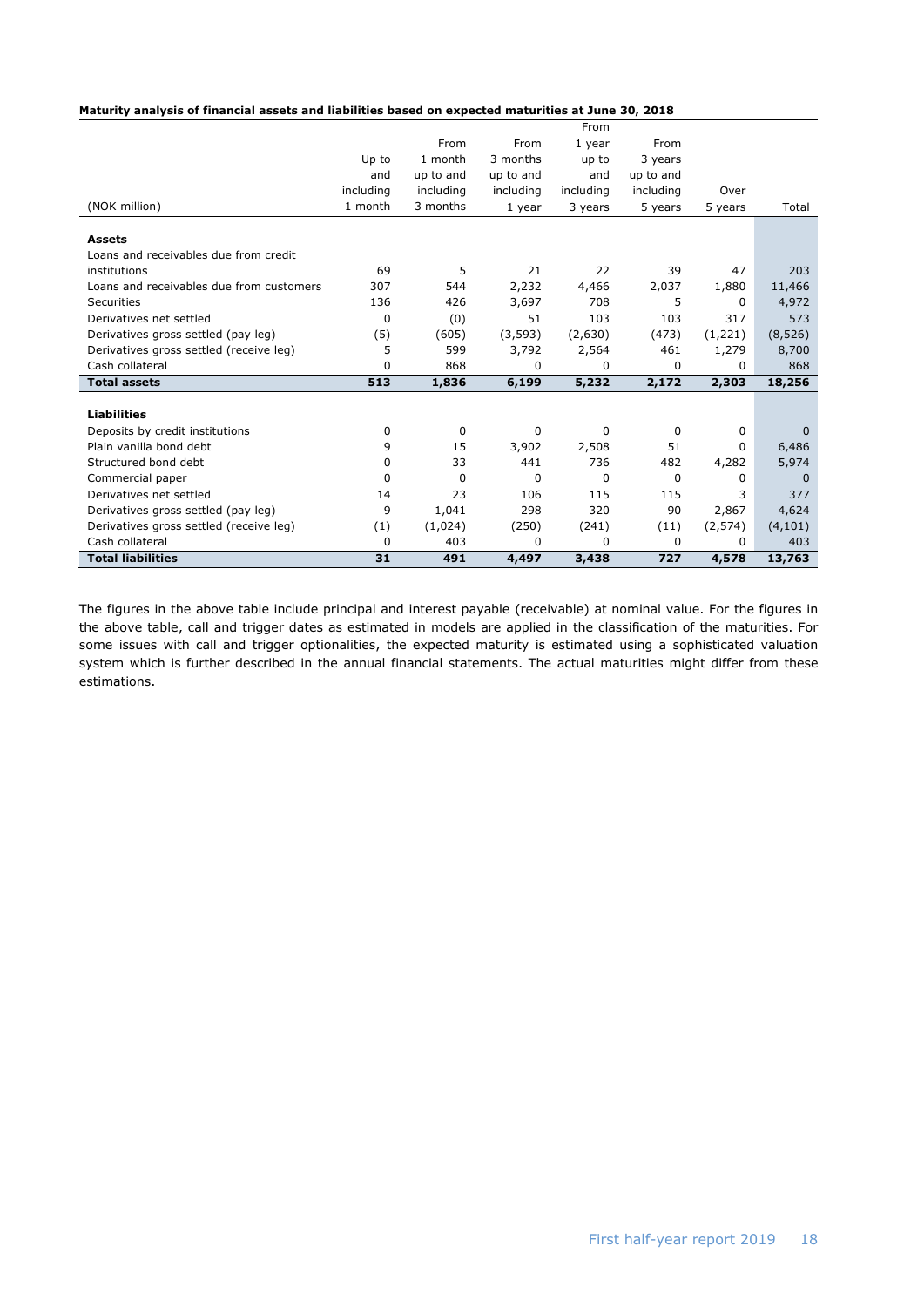**Maturity analysis of financial assets and liabilities based on expected maturities at June 30, 2018**

| (NOK million) | Up to and including 1 month | From 1 month up to and including 3 months | From 3 months up to and including 1 year | From 1 year up to and including 3 years | From 3 years up to and including 5 years | Over 5 years | Total |
|---|---|---|---|---|---|---|---|
| **Assets** | | | | | | | |
| Loans and receivables due from credit institutions | 69 | 5 | 21 | 22 | 39 | 47 | 203 |
| Loans and receivables due from customers | 307 | 544 | 2,232 | 4,466 | 2,037 | 1,880 | 11,466 |
| Securities | 136 | 426 | 3,697 | 708 | 5 | 0 | 4,972 |
| Derivatives net settled | 0 | (0) | 51 | 103 | 103 | 317 | 573 |
| Derivatives gross settled (pay leg) | (5) | (605) | (3,593) | (2,630) | (473) | (1,221) | (8,526) |
| Derivatives gross settled (receive leg) | 5 | 599 | 3,792 | 2,564 | 461 | 1,279 | 8,700 |
| Cash collateral | 0 | 868 | 0 | 0 | 0 | 0 | 868 |
| **Total assets** | **513** | **1,836** | **6,199** | **5,232** | **2,172** | **2,303** | **18,256** |
| **Liabilities** | | | | | | | |
| Deposits by credit institutions | 0 | 0 | 0 | 0 | 0 | 0 | 0 |
| Plain vanilla bond debt | 9 | 15 | 3,902 | 2,508 | 51 | 0 | 6,486 |
| Structured bond debt | 0 | 33 | 441 | 736 | 482 | 4,282 | 5,974 |
| Commercial paper | 0 | 0 | 0 | 0 | 0 | 0 | 0 |
| Derivatives net settled | 14 | 23 | 106 | 115 | 115 | 3 | 377 |
| Derivatives gross settled (pay leg) | 9 | 1,041 | 298 | 320 | 90 | 2,867 | 4,624 |
| Derivatives gross settled (receive leg) | (1) | (1,024) | (250) | (241) | (11) | (2,574) | (4,101) |
| Cash collateral | 0 | 403 | 0 | 0 | 0 | 0 | 403 |
| **Total liabilities** | **31** | **491** | **4,497** | **3,438** | **727** | **4,578** | **13,763** |

The figures in the above table include principal and interest payable (receivable) at nominal value. For the figures in the above table, call and trigger dates as estimated in models are applied in the classification of the maturities. For some issues with call and trigger optionalities, the expected maturity is estimated using a sophisticated valuation system which is further described in the annual financial statements. The actual maturities might differ from these estimations.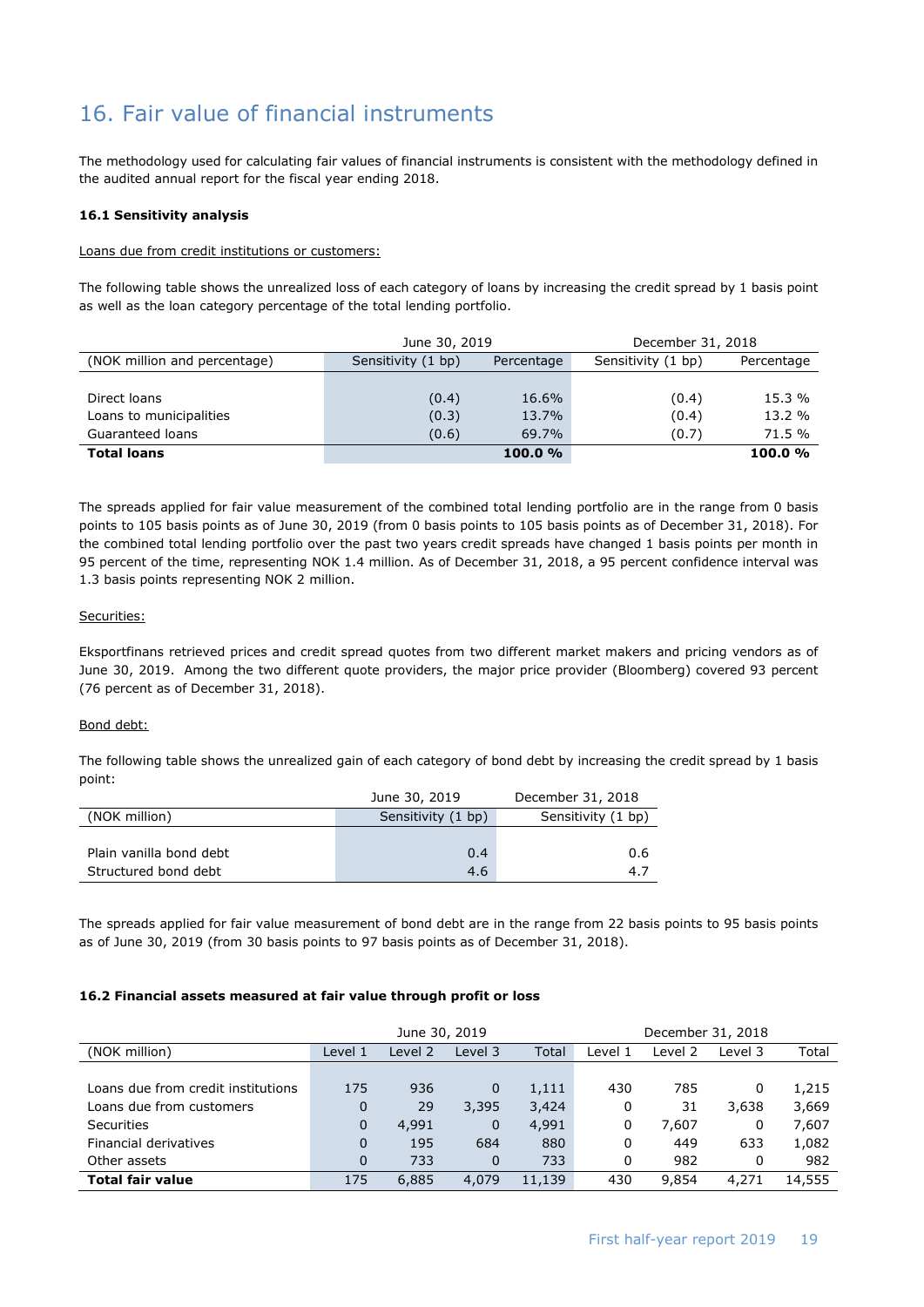# 16. Fair value of financial instruments

The methodology used for calculating fair values of financial instruments is consistent with the methodology defined in the audited annual report for the fiscal year ending 2018.

#### 16.1 Sensitivity analysis

Loans due from credit institutions or customers:

The following table shows the unrealized loss of each category of loans by increasing the credit spread by 1 basis point as well as the loan category percentage of the total lending portfolio.

| | June 30, 2019 | | December 31, 2018 | |
|---|---|---|---|---|
| (NOK million and percentage) | Sensitivity (1 bp) | Percentage | Sensitivity (1 bp) | Percentage |
| Direct loans | (0.4) | 16.6% | (0.4) | 15.3 % |
| Loans to municipalities | (0.3) | 13.7% | (0.4) | 13.2 % |
| Guaranteed loans | (0.6) | 69.7% | (0.7) | 71.5 % |
| **Total loans** | | **100.0 %** | | **100.0 %** |

The spreads applied for fair value measurement of the combined total lending portfolio are in the range from 0 basis points to 105 basis points as of June 30, 2019 (from 0 basis points to 105 basis points as of December 31, 2018). For the combined total lending portfolio over the past two years credit spreads have changed 1 basis points per month in 95 percent of the time, representing NOK 1.4 million. As of December 31, 2018, a 95 percent confidence interval was 1.3 basis points representing NOK 2 million.

Securities:

Eksportfinans retrieved prices and credit spread quotes from two different market makers and pricing vendors as of June 30, 2019. Among the two different quote providers, the major price provider (Bloomberg) covered 93 percent (76 percent as of December 31, 2018).

Bond debt:

The following table shows the unrealized gain of each category of bond debt by increasing the credit spread by 1 basis point:

| | June 30, 2019 | December 31, 2018 |
|---|---|---|
| (NOK million) | Sensitivity (1 bp) | Sensitivity (1 bp) |
| Plain vanilla bond debt | 0.4 | 0.6 |
| Structured bond debt | 4.6 | 4.7 |

The spreads applied for fair value measurement of bond debt are in the range from 22 basis points to 95 basis points as of June 30, 2019 (from 30 basis points to 97 basis points as of December 31, 2018).

#### 16.2 Financial assets measured at fair value through profit or loss

| | June 30, 2019 | | | | December 31, 2018 | | | |
|---|---|---|---|---|---|---|---|---|
| (NOK million) | Level 1 | Level 2 | Level 3 | Total | Level 1 | Level 2 | Level 3 | Total |
| Loans due from credit institutions | 175 | 936 | 0 | 1,111 | 430 | 785 | 0 | 1,215 |
| Loans due from customers | 0 | 29 | 3,395 | 3,424 | 0 | 31 | 3,638 | 3,669 |
| Securities | 0 | 4,991 | 0 | 4,991 | 0 | 7,607 | 0 | 7,607 |
| Financial derivatives | 0 | 195 | 684 | 880 | 0 | 449 | 633 | 1,082 |
| Other assets | 0 | 733 | 0 | 733 | 0 | 982 | 0 | 982 |
| **Total fair value** | 175 | 6,885 | 4,079 | 11,139 | 430 | 9,854 | 4,271 | 14,555 |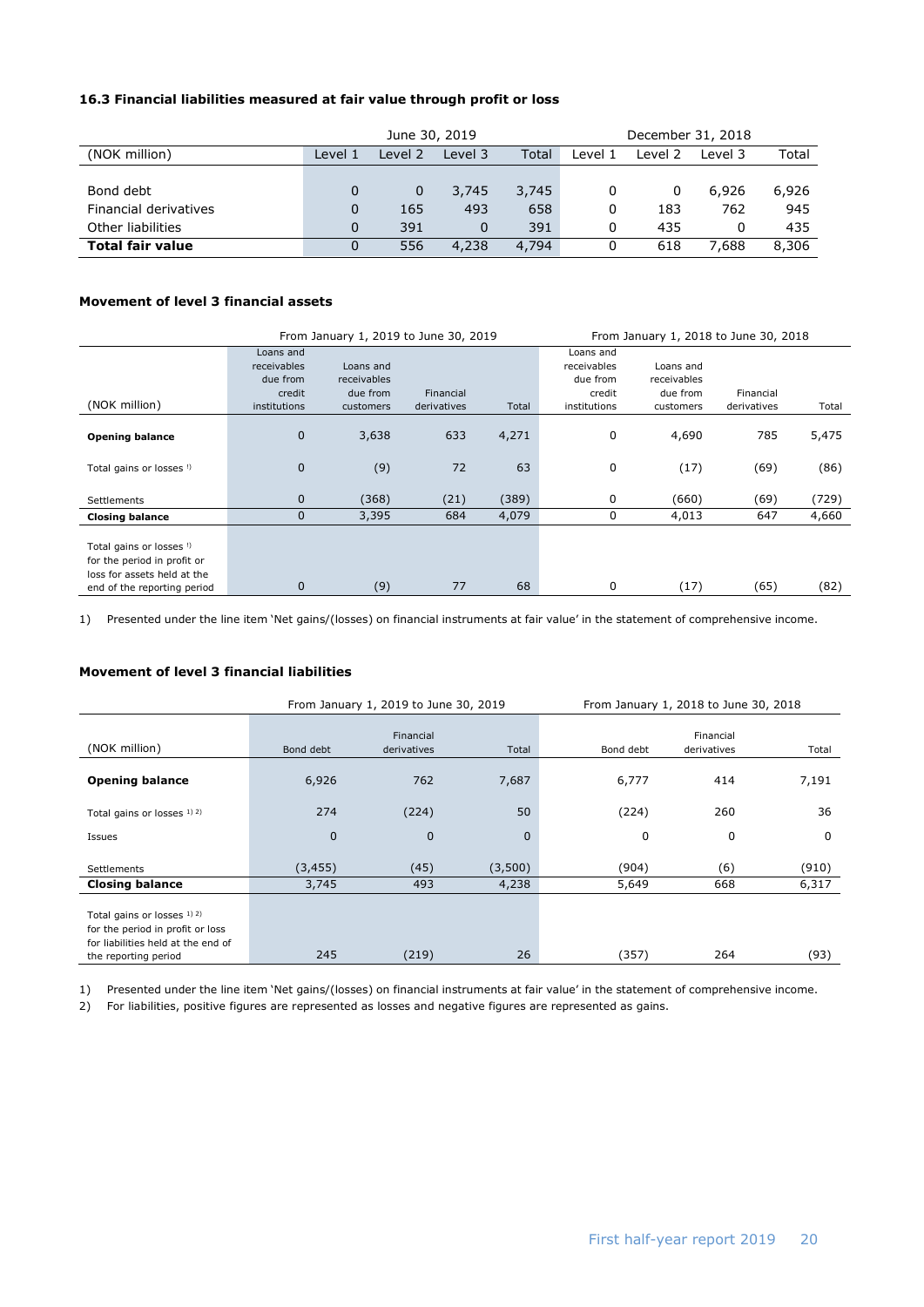### 16.3 Financial liabilities measured at fair value through profit or loss

| (NOK million) | June 30, 2019 | | | | December 31, 2018 | | | |
|---|---|---|---|---|---|---|---|---|
| | Level 1 | Level 2 | Level 3 | Total | Level 1 | Level 2 | Level 3 | Total |
| Bond debt | 0 | 0 | 3,745 | 3,745 | 0 | 0 | 6,926 | 6,926 |
| Financial derivatives | 0 | 165 | 493 | 658 | 0 | 183 | 762 | 945 |
| Other liabilities | 0 | 391 | 0 | 391 | 0 | 435 | 0 | 435 |
| **Total fair value** | 0 | 556 | 4,238 | 4,794 | 0 | 618 | 7,688 | 8,306 |

### Movement of level 3 financial assets

| (NOK million) | From January 1, 2019 to June 30, 2019 | | | | From January 1, 2018 to June 30, 2018 | | | |
|---|---|---|---|---|---|---|---|---|
| | Loans and receivables due from credit institutions | Loans and receivables due from customers | Financial derivatives | Total | Loans and receivables due from credit institutions | Loans and receivables due from customers | Financial derivatives | Total |
| **Opening balance** | 0 | 3,638 | 633 | 4,271 | 0 | 4,690 | 785 | 5,475 |
| Total gains or losses [1] | 0 | (9) | 72 | 63 | 0 | (17) | (69) | (86) |
| Settlements | 0 | (368) | (21) | (389) | 0 | (660) | (69) | (729) |
| **Closing balance** | 0 | 3,395 | 684 | 4,079 | 0 | 4,013 | 647 | 4,660 |
| Total gains or losses [1] for the period in profit or loss for assets held at the end of the reporting period | 0 | (9) | 77 | 68 | 0 | (17) | (65) | (82) |

1) Presented under the line item 'Net gains/(losses) on financial instruments at fair value' in the statement of comprehensive income.

### Movement of level 3 financial liabilities

| (NOK million) | From January 1, 2019 to June 30, 2019 | | | From January 1, 2018 to June 30, 2018 | | |
|---|---|---|---|---|---|---|
| | Bond debt | Financial derivatives | Total | Bond debt | Financial derivatives | Total |
| **Opening balance** | 6,926 | 762 | 7,687 | 6,777 | 414 | 7,191 |
| Total gains or losses [1] [2] | 274 | (224) | 50 | (224) | 260 | 36 |
| Issues | 0 | 0 | 0 | 0 | 0 | 0 |
| Settlements | (3,455) | (45) | (3,500) | (904) | (6) | (910) |
| **Closing balance** | 3,745 | 493 | 4,238 | 5,649 | 668 | 6,317 |
| Total gains or losses [1] [2] for the period in profit or loss for liabilities held at the end of the reporting period | 245 | (219) | 26 | (357) | 264 | (93) |

1) Presented under the line item 'Net gains/(losses) on financial instruments at fair value' in the statement of comprehensive income.

2) For liabilities, positive figures are represented as losses and negative figures are represented as gains.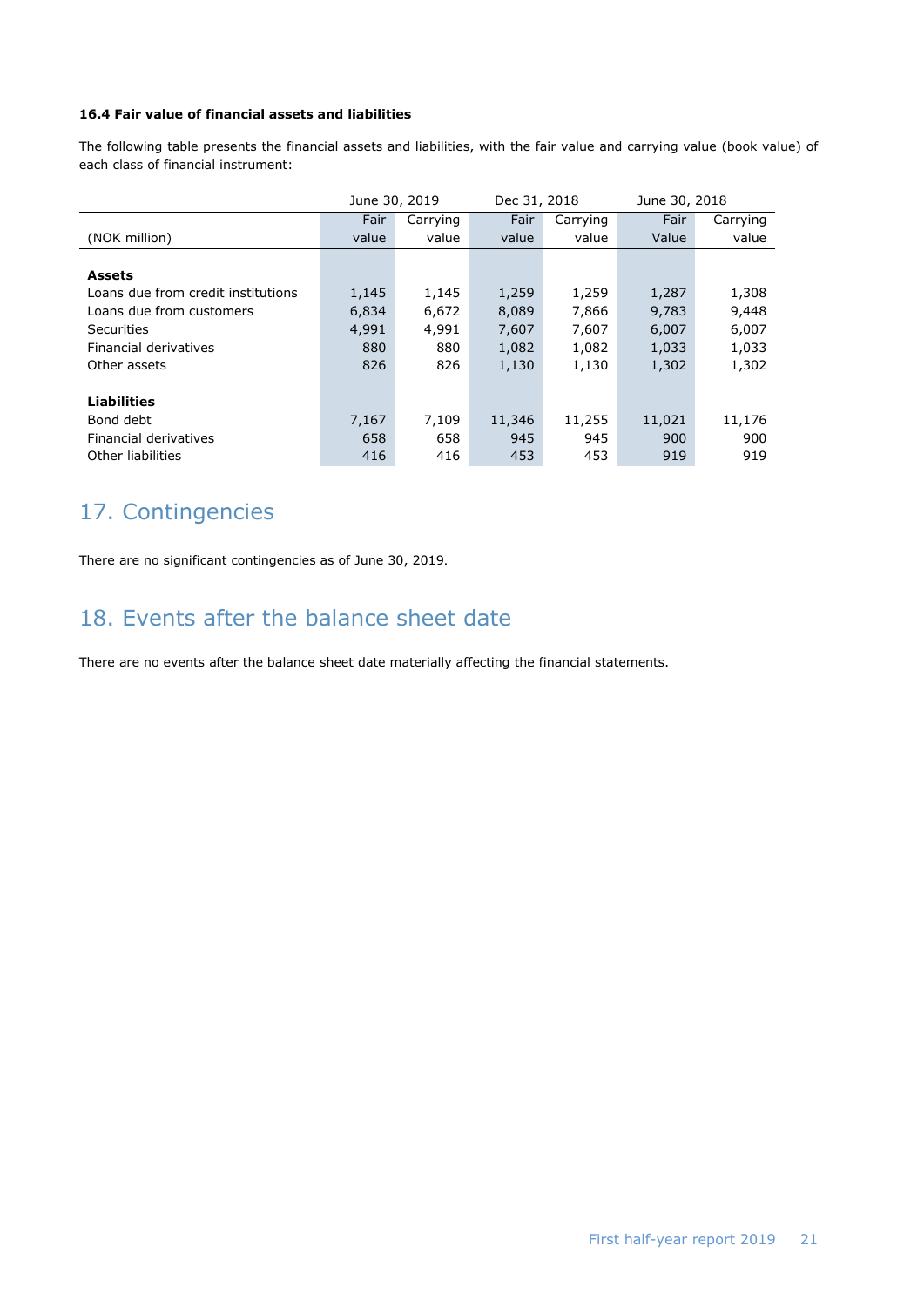**16.4 Fair value of financial assets and liabilities**

The following table presents the financial assets and liabilities, with the fair value and carrying value (book value) of each class of financial instrument:

| | June 30, 2019 | | Dec 31, 2018 | | June 30, 2018 | |
|---|---|---|---|---|---|---|
| (NOK million) | Fair value | Carrying value | Fair value | Carrying value | Fair Value | Carrying value |
| **Assets** | | | | | | |
| Loans due from credit institutions | 1,145 | 1,145 | 1,259 | 1,259 | 1,287 | 1,308 |
| Loans due from customers | 6,834 | 6,672 | 8,089 | 7,866 | 9,783 | 9,448 |
| Securities | 4,991 | 4,991 | 7,607 | 7,607 | 6,007 | 6,007 |
| Financial derivatives | 880 | 880 | 1,082 | 1,082 | 1,033 | 1,033 |
| Other assets | 826 | 826 | 1,130 | 1,130 | 1,302 | 1,302 |
| **Liabilities** | | | | | | |
| Bond debt | 7,167 | 7,109 | 11,346 | 11,255 | 11,021 | 11,176 |
| Financial derivatives | 658 | 658 | 945 | 945 | 900 | 900 |
| Other liabilities | 416 | 416 | 453 | 453 | 919 | 919 |

# 17. Contingencies

There are no significant contingencies as of June 30, 2019.

# 18. Events after the balance sheet date

There are no events after the balance sheet date materially affecting the financial statements.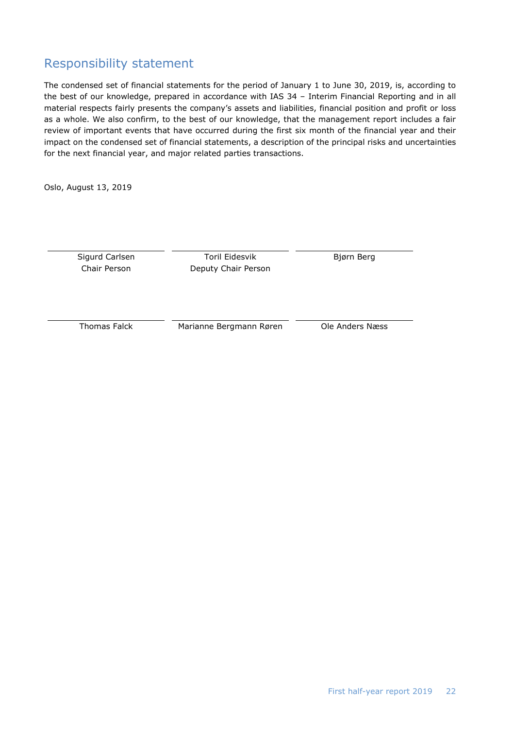# Responsibility statement

The condensed set of financial statements for the period of January 1 to June 30, 2019, is, according to the best of our knowledge, prepared in accordance with IAS 34 – Interim Financial Reporting and in all material respects fairly presents the company's assets and liabilities, financial position and profit or loss as a whole. We also confirm, to the best of our knowledge, that the management report includes a fair review of important events that have occurred during the first six month of the financial year and their impact on the condensed set of financial statements, a description of the principal risks and uncertainties for the next financial year, and major related parties transactions.

Oslo, August 13, 2019

| | | |
|---|---|---|
| Sigurd Carlsen<br>Chair Person | Toril Eidesvik<br>Deputy Chair Person | Bjørn Berg |
| Thomas Falck | Marianne Bergmann Røren | Ole Anders Næss |